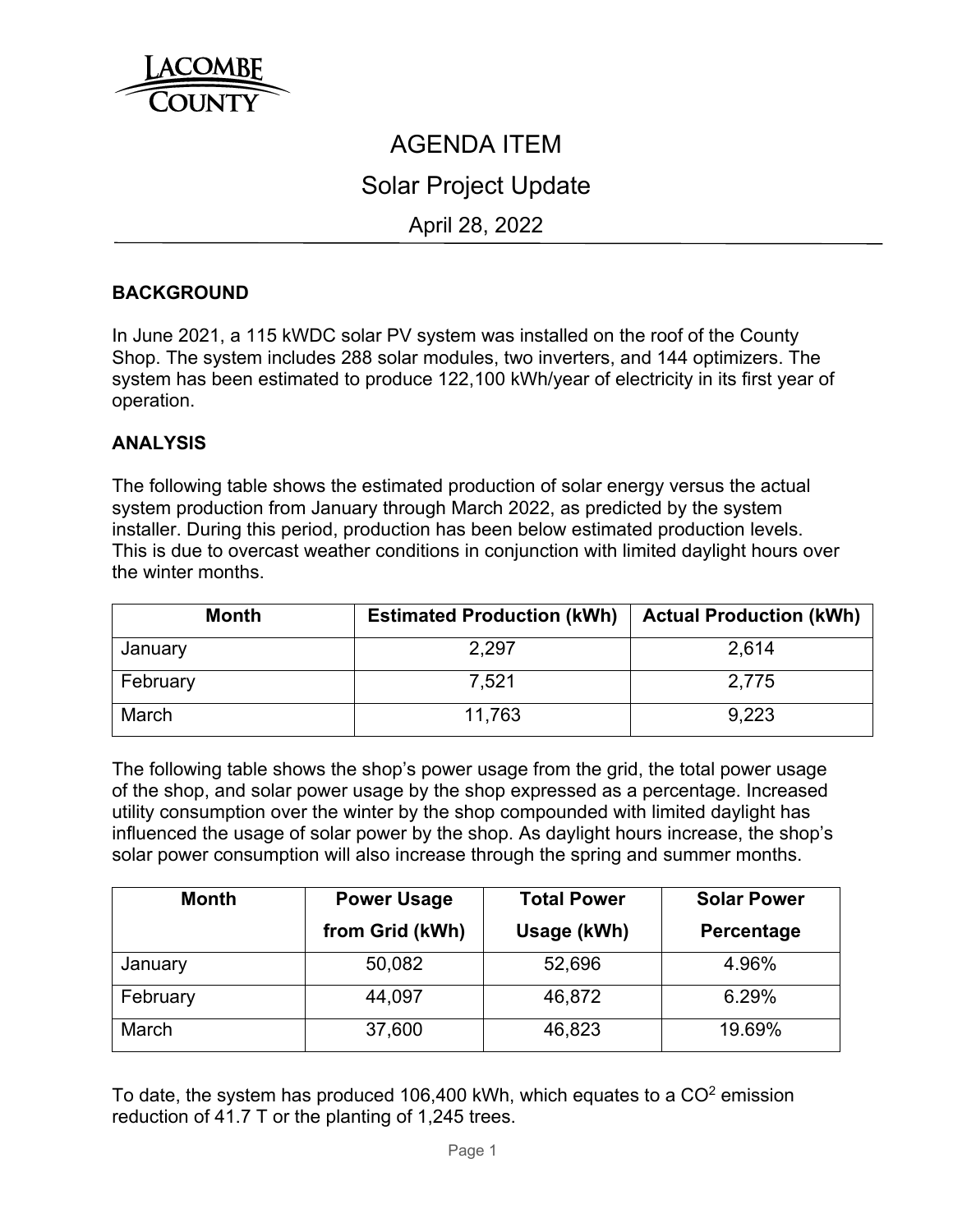LACOMBE COUNTY

# AGENDA ITEM

## Solar Project Update

April 28, 2022

### BACKGROUND

In June 2021, a 115 kWDC solar PV system was installed on the roof of the County Shop. The system includes 288 solar modules, two inverters, and 144 optimizers. The system has been estimated to produce 122,100 kWh/year of electricity in its first year of operation.

### ANALYSIS

The following table shows the estimated production of solar energy versus the actual system production from January through March 2022, as predicted by the system installer. During this period, production has been below estimated production levels. This is due to overcast weather conditions in conjunction with limited daylight hours over the winter months.

| Month | Estimated Production (kWh) | Actual Production (kWh) |
|---|---|---|
| January | 2,297 | 2,614 |
| February | 7,521 | 2,775 |
| March | 11,763 | 9,223 |

The following table shows the shop's power usage from the grid, the total power usage of the shop, and solar power usage by the shop expressed as a percentage. Increased utility consumption over the winter by the shop compounded with limited daylight has influenced the usage of solar power by the shop. As daylight hours increase, the shop's solar power consumption will also increase through the spring and summer months.

| Month | Power Usage from Grid (kWh) | Total Power Usage (kWh) | Solar Power Percentage |
|---|---|---|---|
| January | 50,082 | 52,696 | 4.96% |
| February | 44,097 | 46,872 | 6.29% |
| March | 37,600 | 46,823 | 19.69% |

To date, the system has produced 106,400 kWh, which equates to a $CO^2$ emission reduction of 41.7 T or the planting of 1,245 trees.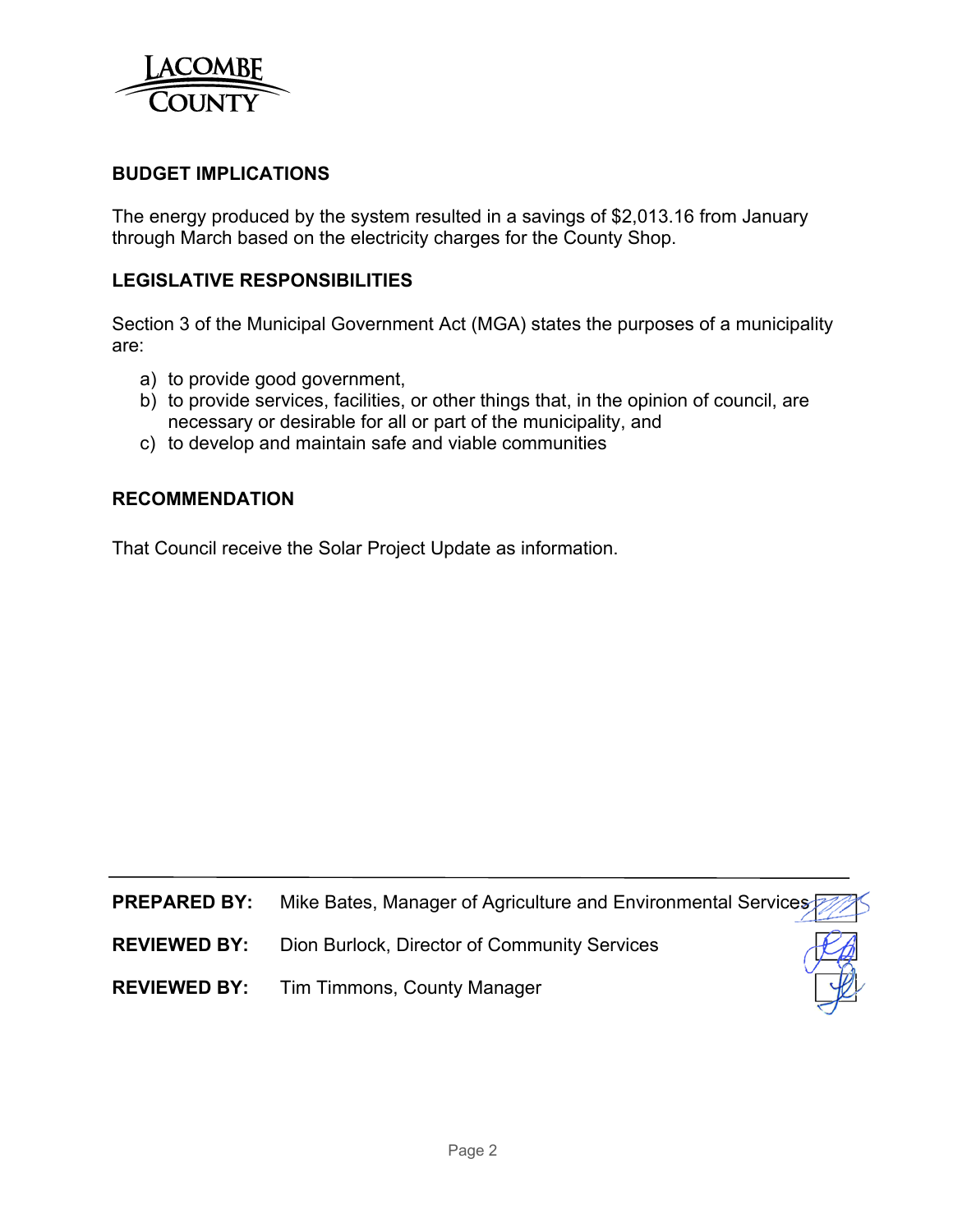## BUDGET IMPLICATIONS

The energy produced by the system resulted in a savings of $2,013.16 from January through March based on the electricity charges for the County Shop.

## LEGISLATIVE RESPONSIBILITIES

Section 3 of the Municipal Government Act (MGA) states the purposes of a municipality are:

a) to provide good government,
b) to provide services, facilities, or other things that, in the opinion of council, are necessary or desirable for all or part of the municipality, and
c) to develop and maintain safe and viable communities

## RECOMMENDATION

That Council receive the Solar Project Update as information.

---

**PREPARED BY:** Mike Bates, Manager of Agriculture and Environmental Services

**REVIEWED BY:** Dion Burlock, Director of Community Services

**REVIEWED BY:** Tim Timmons, County Manager